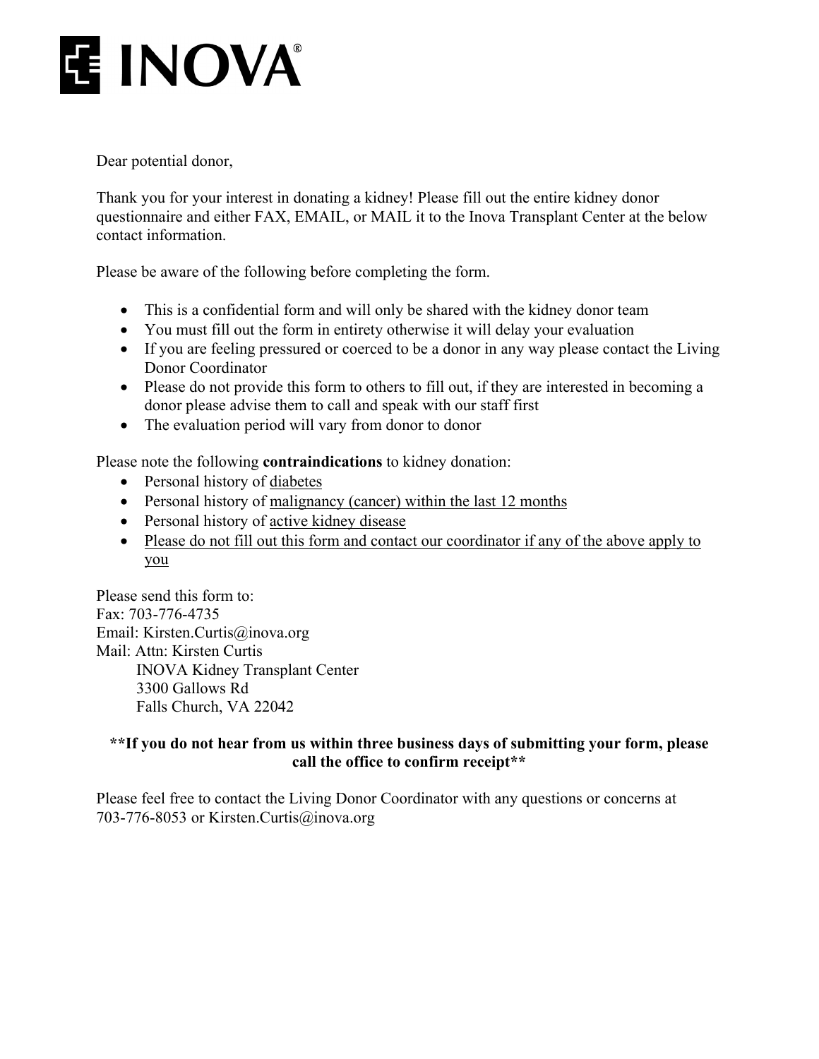INOVA®

Dear potential donor,

Thank you for your interest in donating a kidney! Please fill out the entire kidney donor questionnaire and either FAX, EMAIL, or MAIL it to the Inova Transplant Center at the below contact information.

Please be aware of the following before completing the form.

- This is a confidential form and will only be shared with the kidney donor team
- You must fill out the form in entirety otherwise it will delay your evaluation
- If you are feeling pressured or coerced to be a donor in any way please contact the Living Donor Coordinator
- Please do not provide this form to others to fill out, if they are interested in becoming a donor please advise them to call and speak with our staff first
- The evaluation period will vary from donor to donor

Please note the following **contraindications** to kidney donation:

- Personal history of <u>diabetes</u>
- Personal history of <u>malignancy (cancer) within the last 12 months</u>
- Personal history of <u>active kidney disease</u>
- <u>Please do not fill out this form and contact our coordinator if any of the above apply to you</u>

Please send this form to:
Fax: 703-776-4735
Email: Kirsten.Curtis@inova.org
Mail: Attn: Kirsten Curtis
INOVA Kidney Transplant Center
3300 Gallows Rd
Falls Church, VA 22042

**\*\*If you do not hear from us within three business days of submitting your form, please call the office to confirm receipt\*\***

Please feel free to contact the Living Donor Coordinator with any questions or concerns at 703-776-8053 or Kirsten.Curtis@inova.org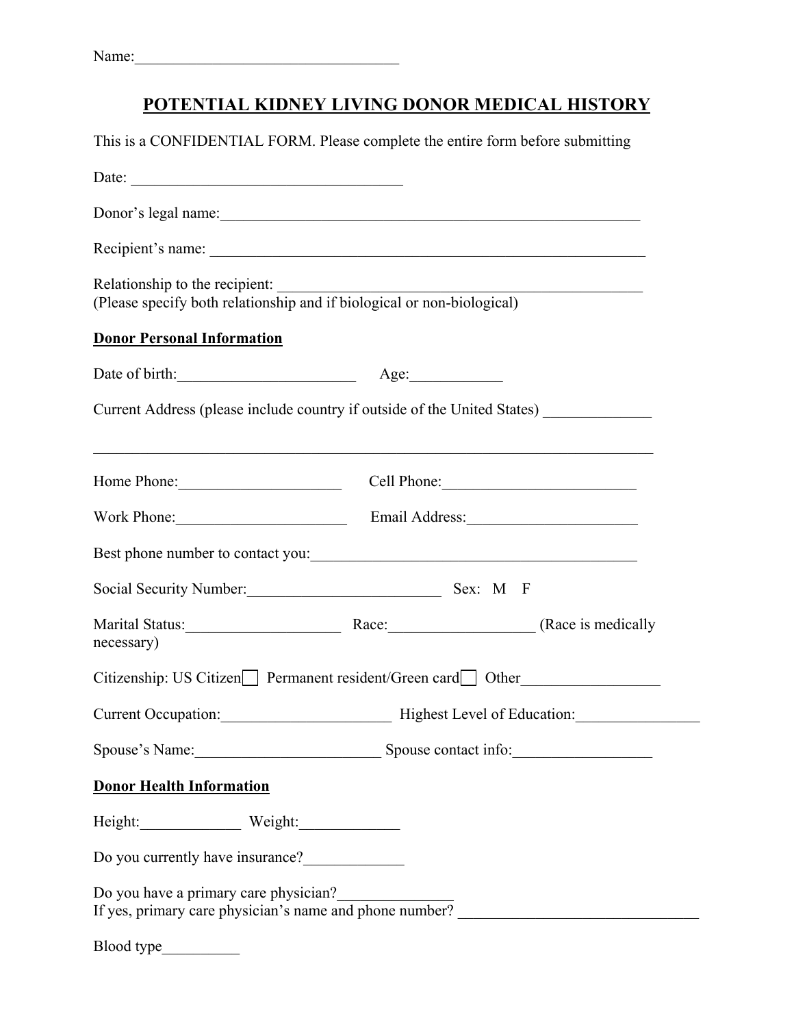Name:_________________________________

# POTENTIAL KIDNEY LIVING DONOR MEDICAL HISTORY

This is a CONFIDENTIAL FORM. Please complete the entire form before submitting

Date: ___________________________________

Donor's legal name:_______________________________________________________

Recipient's name: _________________________________________________________

Relationship to the recipient: _______________________________________________
(Please specify both relationship and if biological or non-biological)

**Donor Personal Information**

Date of birth:______________________ Age:___________

Current Address (please include country if outside of the United States) _____________

_______________________________________________________________________

Home Phone:____________________ Cell Phone:________________________

Work Phone:_____________________ Email Address:_____________________

Best phone number to contact you:__________________________________________

Social Security Number:________________________ Sex: M F

Marital Status:___________________ Race:__________________ (Race is medically necessary)

Citizenship: US Citizen☐ Permanent resident/Green card☐ Other_________________

Current Occupation:_____________________ Highest Level of Education:_______________

Spouse's Name:_______________________ Spouse contact info:_________________

**Donor Health Information**

Height:_____________ Weight:_____________

Do you currently have insurance?_____________

Do you have a primary care physician?_______________
If yes, primary care physician's name and phone number? ______________________________

Blood type__________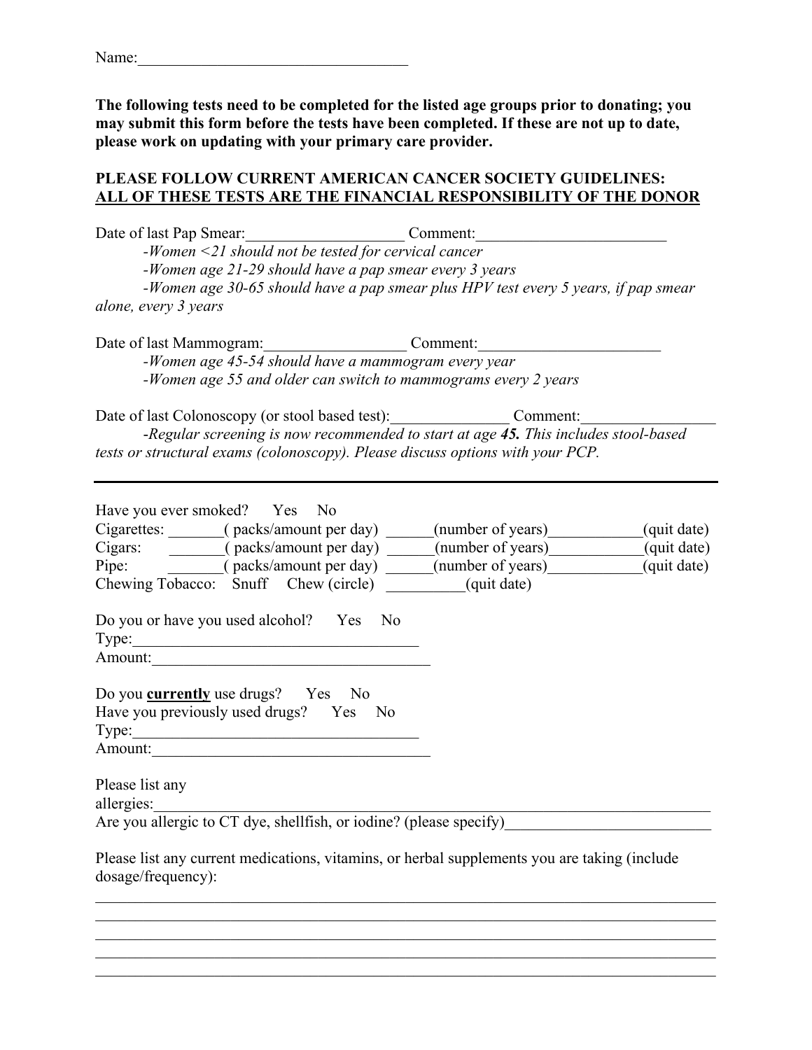Name:___________________________________

**The following tests need to be completed for the listed age groups prior to donating; you may submit this form before the tests have been completed. If these are not up to date, please work on updating with your primary care provider.**

**PLEASE FOLLOW CURRENT AMERICAN CANCER SOCIETY GUIDELINES:**
**<u>ALL OF THESE TESTS ARE THE FINANCIAL RESPONSIBILITY OF THE DONOR</u>**

Date of last Pap Smear:____________________ Comment:________________________

*-Women <21 should not be tested for cervical cancer*

*-Women age 21-29 should have a pap smear every 3 years*

*-Women age 30-65 should have a pap smear plus HPV test every 5 years, if pap smear alone, every 3 years*

Date of last Mammogram:__________________ Comment:_______________________

*-Women age 45-54 should have a mammogram every year*

*-Women age 55 and older can switch to mammograms every 2 years*

Date of last Colonoscopy (or stool based test):_______________ Comment:_________________

*-Regular screening is now recommended to start at age **45.** This includes stool-based tests or structural exams (colonoscopy). Please discuss options with your PCP.*

---

Have you ever smoked? Yes No

Cigarettes: _______( packs/amount per day) ______(number of years)____________(quit date)

Cigars: _______( packs/amount per day) ______(number of years)____________(quit date)

Pipe: _______( packs/amount per day) ______(number of years)____________(quit date)

Chewing Tobacco: Snuff Chew (circle) __________(quit date)

Do you or have you used alcohol? Yes No

Type:_____________________________________

Amount:___________________________________

Do you **<u>currently</u>** use drugs? Yes No

Have you previously used drugs? Yes No

Type:_____________________________________

Amount:___________________________________

Please list any allergies:_____________________________________________________________________

Are you allergic to CT dye, shellfish, or iodine? (please specify)__________________________

Please list any current medications, vitamins, or herbal supplements you are taking (include dosage/frequency):

_____________________________________________________________________________

_____________________________________________________________________________

_____________________________________________________________________________

_____________________________________________________________________________

_____________________________________________________________________________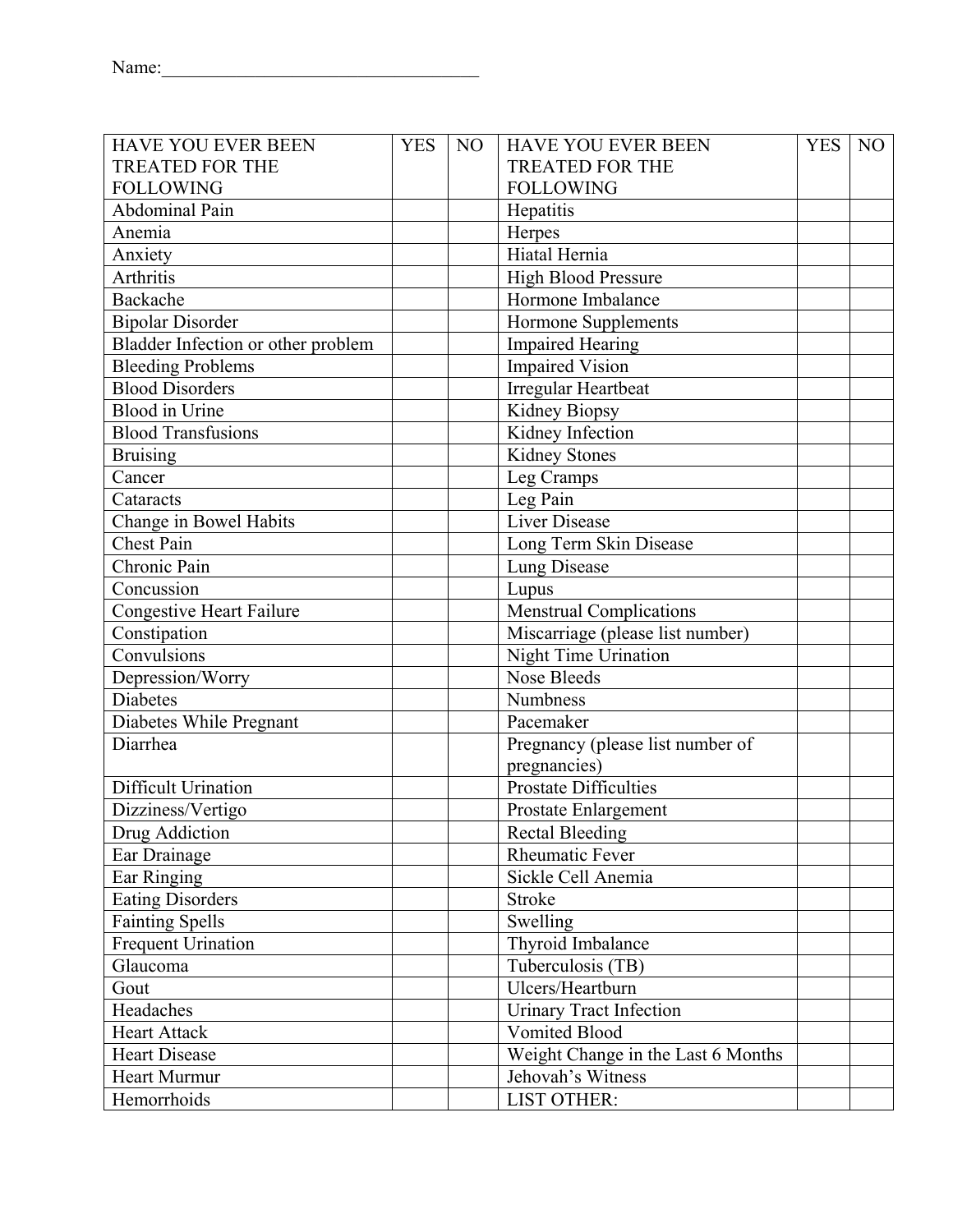Name:\_\_\_\_\_\_\_\_\_\_\_\_\_\_\_\_\_\_\_\_\_\_\_\_\_\_\_\_\_\_\_\_\_\_\_

| HAVE YOU EVER BEEN TREATED FOR THE FOLLOWING | YES | NO | HAVE YOU EVER BEEN TREATED FOR THE FOLLOWING | YES | NO |
|---|---|---|---|---|---|
| Abdominal Pain | | | Hepatitis | | |
| Anemia | | | Herpes | | |
| Anxiety | | | Hiatal Hernia | | |
| Arthritis | | | High Blood Pressure | | |
| Backache | | | Hormone Imbalance | | |
| Bipolar Disorder | | | Hormone Supplements | | |
| Bladder Infection or other problem | | | Impaired Hearing | | |
| Bleeding Problems | | | Impaired Vision | | |
| Blood Disorders | | | Irregular Heartbeat | | |
| Blood in Urine | | | Kidney Biopsy | | |
| Blood Transfusions | | | Kidney Infection | | |
| Bruising | | | Kidney Stones | | |
| Cancer | | | Leg Cramps | | |
| Cataracts | | | Leg Pain | | |
| Change in Bowel Habits | | | Liver Disease | | |
| Chest Pain | | | Long Term Skin Disease | | |
| Chronic Pain | | | Lung Disease | | |
| Concussion | | | Lupus | | |
| Congestive Heart Failure | | | Menstrual Complications | | |
| Constipation | | | Miscarriage (please list number) | | |
| Convulsions | | | Night Time Urination | | |
| Depression/Worry | | | Nose Bleeds | | |
| Diabetes | | | Numbness | | |
| Diabetes While Pregnant | | | Pacemaker | | |
| Diarrhea | | | Pregnancy (please list number of pregnancies) | | |
| Difficult Urination | | | Prostate Difficulties | | |
| Dizziness/Vertigo | | | Prostate Enlargement | | |
| Drug Addiction | | | Rectal Bleeding | | |
| Ear Drainage | | | Rheumatic Fever | | |
| Ear Ringing | | | Sickle Cell Anemia | | |
| Eating Disorders | | | Stroke | | |
| Fainting Spells | | | Swelling | | |
| Frequent Urination | | | Thyroid Imbalance | | |
| Glaucoma | | | Tuberculosis (TB) | | |
| Gout | | | Ulcers/Heartburn | | |
| Headaches | | | Urinary Tract Infection | | |
| Heart Attack | | | Vomited Blood | | |
| Heart Disease | | | Weight Change in the Last 6 Months | | |
| Heart Murmur | | | Jehovah's Witness | | |
| Hemorrhoids | | | LIST OTHER: | | |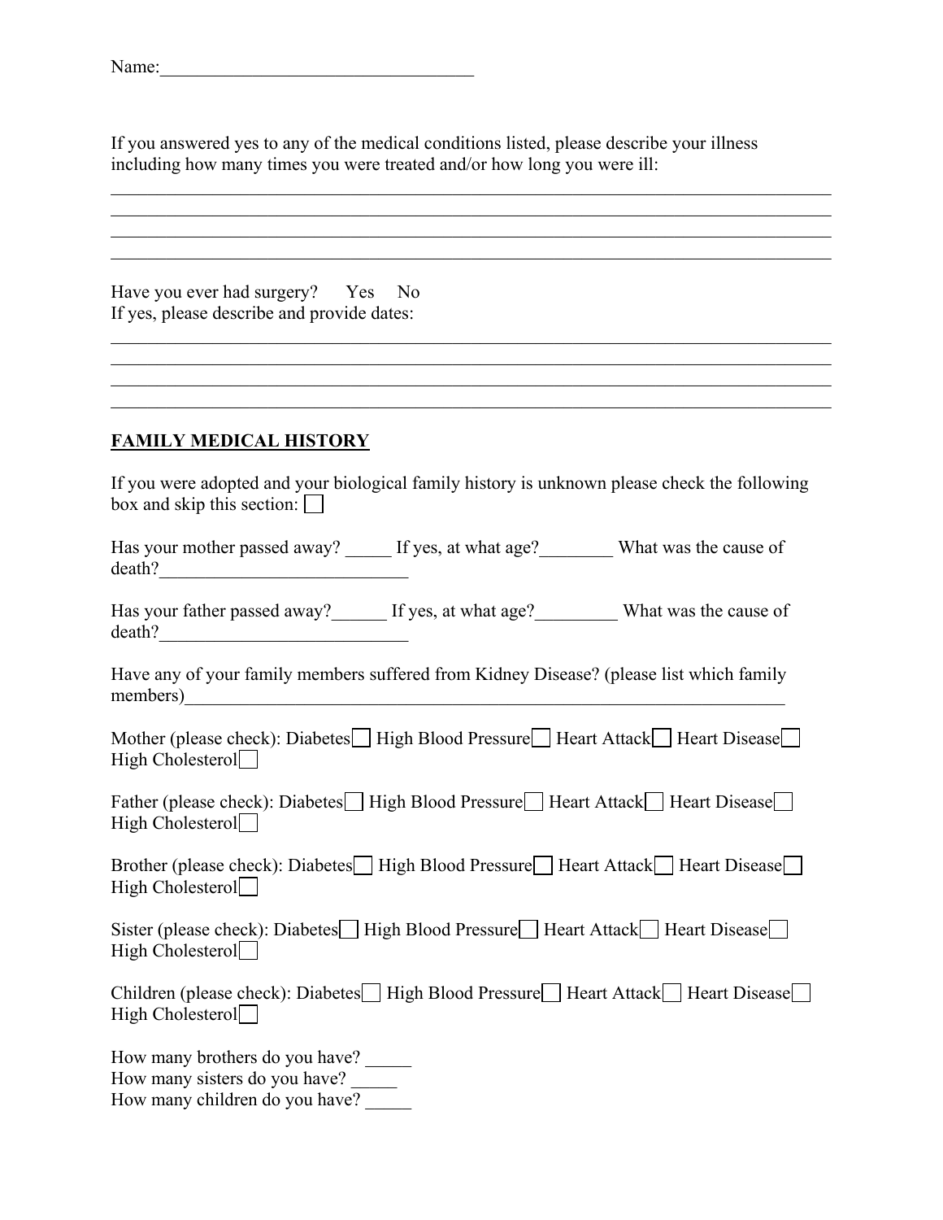Name:\_\_\_\_\_\_\_\_\_\_\_\_\_\_\_\_\_\_\_\_\_\_\_\_\_\_\_\_\_\_\_\_\_\_

If you answered yes to any of the medical conditions listed, please describe your illness including how many times you were treated and/or how long you were ill:

\_\_\_\_\_\_\_\_\_\_\_\_\_\_\_\_\_\_\_\_\_\_\_\_\_\_\_\_\_\_\_\_\_\_\_\_\_\_\_\_\_\_\_\_\_\_\_\_\_\_\_\_\_\_\_\_\_\_\_\_\_\_\_\_\_\_\_\_\_\_\_\_\_\_\_\_\_\_

\_\_\_\_\_\_\_\_\_\_\_\_\_\_\_\_\_\_\_\_\_\_\_\_\_\_\_\_\_\_\_\_\_\_\_\_\_\_\_\_\_\_\_\_\_\_\_\_\_\_\_\_\_\_\_\_\_\_\_\_\_\_\_\_\_\_\_\_\_\_\_\_\_\_\_\_\_\_

\_\_\_\_\_\_\_\_\_\_\_\_\_\_\_\_\_\_\_\_\_\_\_\_\_\_\_\_\_\_\_\_\_\_\_\_\_\_\_\_\_\_\_\_\_\_\_\_\_\_\_\_\_\_\_\_\_\_\_\_\_\_\_\_\_\_\_\_\_\_\_\_\_\_\_\_\_\_

\_\_\_\_\_\_\_\_\_\_\_\_\_\_\_\_\_\_\_\_\_\_\_\_\_\_\_\_\_\_\_\_\_\_\_\_\_\_\_\_\_\_\_\_\_\_\_\_\_\_\_\_\_\_\_\_\_\_\_\_\_\_\_\_\_\_\_\_\_\_\_\_\_\_\_\_\_\_

Have you ever had surgery? Yes No

If yes, please describe and provide dates:

\_\_\_\_\_\_\_\_\_\_\_\_\_\_\_\_\_\_\_\_\_\_\_\_\_\_\_\_\_\_\_\_\_\_\_\_\_\_\_\_\_\_\_\_\_\_\_\_\_\_\_\_\_\_\_\_\_\_\_\_\_\_\_\_\_\_\_\_\_\_\_\_\_\_\_\_\_\_

\_\_\_\_\_\_\_\_\_\_\_\_\_\_\_\_\_\_\_\_\_\_\_\_\_\_\_\_\_\_\_\_\_\_\_\_\_\_\_\_\_\_\_\_\_\_\_\_\_\_\_\_\_\_\_\_\_\_\_\_\_\_\_\_\_\_\_\_\_\_\_\_\_\_\_\_\_\_

\_\_\_\_\_\_\_\_\_\_\_\_\_\_\_\_\_\_\_\_\_\_\_\_\_\_\_\_\_\_\_\_\_\_\_\_\_\_\_\_\_\_\_\_\_\_\_\_\_\_\_\_\_\_\_\_\_\_\_\_\_\_\_\_\_\_\_\_\_\_\_\_\_\_\_\_\_\_

\_\_\_\_\_\_\_\_\_\_\_\_\_\_\_\_\_\_\_\_\_\_\_\_\_\_\_\_\_\_\_\_\_\_\_\_\_\_\_\_\_\_\_\_\_\_\_\_\_\_\_\_\_\_\_\_\_\_\_\_\_\_\_\_\_\_\_\_\_\_\_\_\_\_\_\_\_\_

## FAMILY MEDICAL HISTORY

If you were adopted and your biological family history is unknown please check the following box and skip this section: ☐

Has your mother passed away? \_\_\_\_\_ If yes, at what age?\_\_\_\_\_\_\_\_ What was the cause of death?\_\_\_\_\_\_\_\_\_\_\_\_\_\_\_\_\_\_\_\_\_\_\_\_\_\_\_

Has your father passed away?\_\_\_\_\_\_ If yes, at what age?\_\_\_\_\_\_\_\_\_ What was the cause of death?\_\_\_\_\_\_\_\_\_\_\_\_\_\_\_\_\_\_\_\_\_\_\_\_\_\_\_

Have any of your family members suffered from Kidney Disease? (please list which family members)\_\_\_\_\_\_\_\_\_\_\_\_\_\_\_\_\_\_\_\_\_\_\_\_\_\_\_\_\_\_\_\_\_\_\_\_\_\_\_\_\_\_\_\_\_\_\_\_\_\_\_\_\_\_\_\_\_\_\_\_\_\_\_\_\_\_

Mother (please check): Diabetes☐ High Blood Pressure☐ Heart Attack☐ Heart Disease☐ High Cholesterol☐

Father (please check): Diabetes☐ High Blood Pressure☐ Heart Attack☐ Heart Disease☐ High Cholesterol☐

Brother (please check): Diabetes☐ High Blood Pressure☐ Heart Attack☐ Heart Disease☐ High Cholesterol☐

Sister (please check): Diabetes☐ High Blood Pressure☐ Heart Attack☐ Heart Disease☐ High Cholesterol☐

Children (please check): Diabetes☐ High Blood Pressure☐ Heart Attack☐ Heart Disease☐ High Cholesterol☐

How many brothers do you have? \_\_\_\_\_

How many sisters do you have? \_\_\_\_\_

How many children do you have? \_\_\_\_\_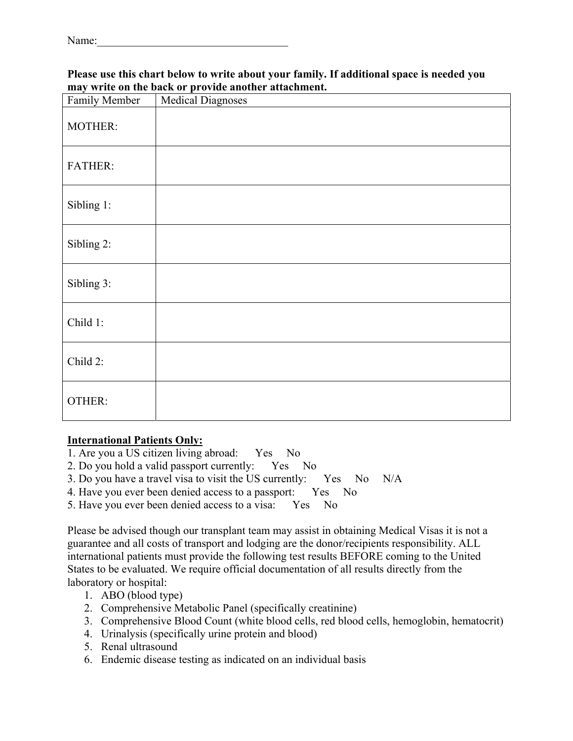Name:\_\_\_\_\_\_\_\_\_\_\_\_\_\_\_\_\_\_\_\_\_\_\_\_\_\_\_\_\_\_\_\_\_\_

**Please use this chart below to write about your family. If additional space is needed you may write on the back or provide another attachment.**

| Family Member | Medical Diagnoses |
|---|---|
| MOTHER: | |
| FATHER: | |
| Sibling 1: | |
| Sibling 2: | |
| Sibling 3: | |
| Child 1: | |
| Child 2: | |
| OTHER: | |

**International Patients Only:**

1. Are you a US citizen living abroad: Yes No
2. Do you hold a valid passport currently: Yes No
3. Do you have a travel visa to visit the US currently: Yes No N/A
4. Have you ever been denied access to a passport: Yes No
5. Have you ever been denied access to a visa: Yes No

Please be advised though our transplant team may assist in obtaining Medical Visas it is not a guarantee and all costs of transport and lodging are the donor/recipients responsibility. ALL international patients must provide the following test results BEFORE coming to the United States to be evaluated. We require official documentation of all results directly from the laboratory or hospital:

1. ABO (blood type)
2. Comprehensive Metabolic Panel (specifically creatinine)
3. Comprehensive Blood Count (white blood cells, red blood cells, hemoglobin, hematocrit)
4. Urinalysis (specifically urine protein and blood)
5. Renal ultrasound
6. Endemic disease testing as indicated on an individual basis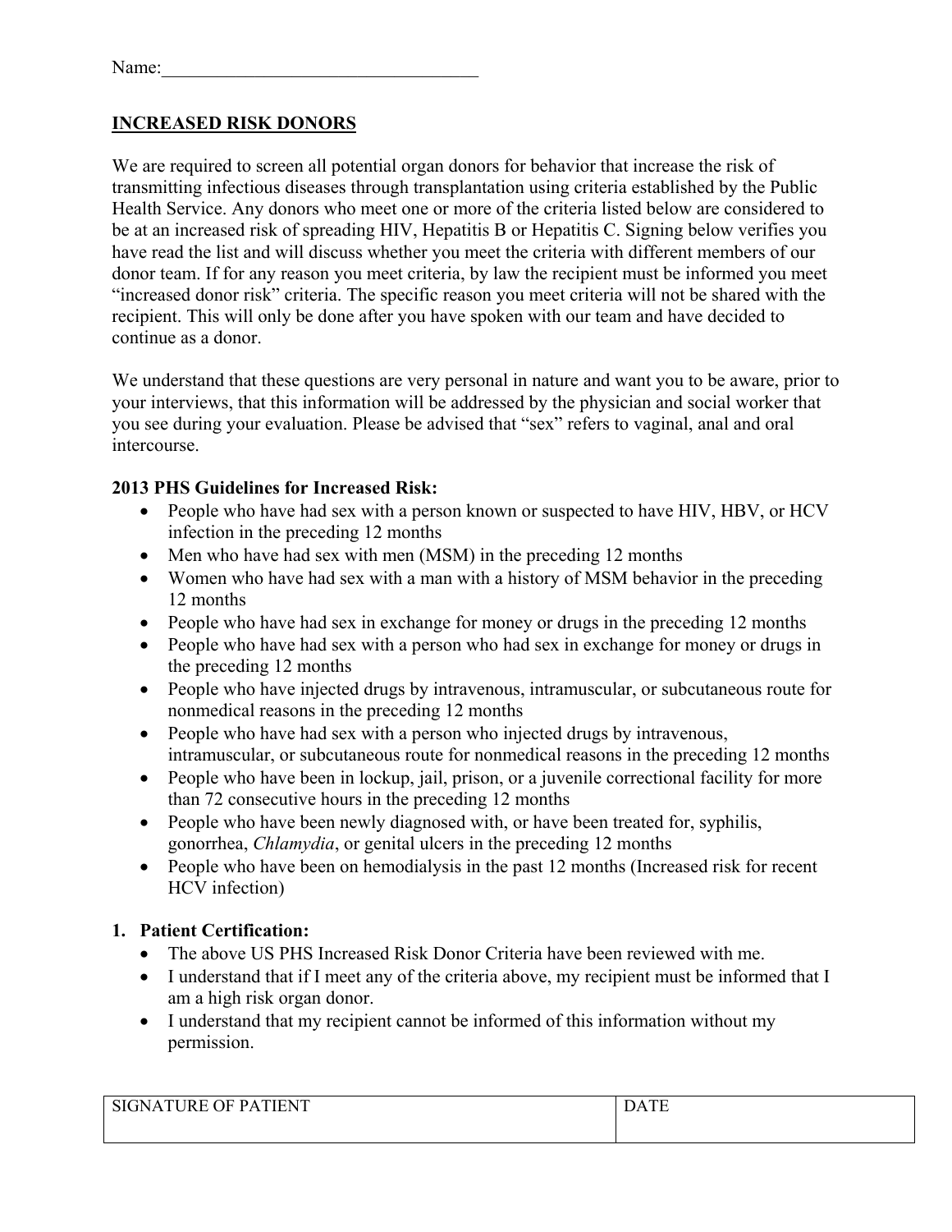Name:_________________________________

**INCREASED RISK DONORS**

We are required to screen all potential organ donors for behavior that increase the risk of transmitting infectious diseases through transplantation using criteria established by the Public Health Service. Any donors who meet one or more of the criteria listed below are considered to be at an increased risk of spreading HIV, Hepatitis B or Hepatitis C. Signing below verifies you have read the list and will discuss whether you meet the criteria with different members of our donor team. If for any reason you meet criteria, by law the recipient must be informed you meet "increased donor risk" criteria. The specific reason you meet criteria will not be shared with the recipient. This will only be done after you have spoken with our team and have decided to continue as a donor.

We understand that these questions are very personal in nature and want you to be aware, prior to your interviews, that this information will be addressed by the physician and social worker that you see during your evaluation. Please be advised that "sex" refers to vaginal, anal and oral intercourse.

**2013 PHS Guidelines for Increased Risk:**

- People who have had sex with a person known or suspected to have HIV, HBV, or HCV infection in the preceding 12 months
- Men who have had sex with men (MSM) in the preceding 12 months
- Women who have had sex with a man with a history of MSM behavior in the preceding 12 months
- People who have had sex in exchange for money or drugs in the preceding 12 months
- People who have had sex with a person who had sex in exchange for money or drugs in the preceding 12 months
- People who have injected drugs by intravenous, intramuscular, or subcutaneous route for nonmedical reasons in the preceding 12 months
- People who have had sex with a person who injected drugs by intravenous, intramuscular, or subcutaneous route for nonmedical reasons in the preceding 12 months
- People who have been in lockup, jail, prison, or a juvenile correctional facility for more than 72 consecutive hours in the preceding 12 months
- People who have been newly diagnosed with, or have been treated for, syphilis, gonorrhea, *Chlamydia*, or genital ulcers in the preceding 12 months
- People who have been on hemodialysis in the past 12 months (Increased risk for recent HCV infection)

**1. Patient Certification:**

- The above US PHS Increased Risk Donor Criteria have been reviewed with me.
- I understand that if I meet any of the criteria above, my recipient must be informed that I am a high risk organ donor.
- I understand that my recipient cannot be informed of this information without my permission.

| SIGNATURE OF PATIENT | DATE |
| --- | --- |
| | |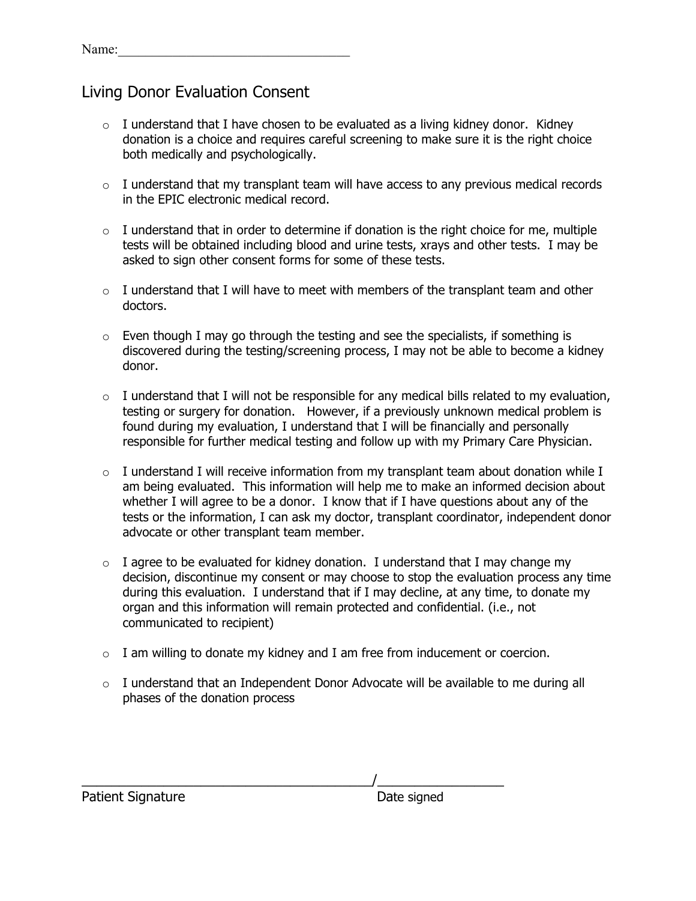Name:_________________________________

## Living Donor Evaluation Consent

- I understand that I have chosen to be evaluated as a living kidney donor. Kidney donation is a choice and requires careful screening to make sure it is the right choice both medically and psychologically.

- I understand that my transplant team will have access to any previous medical records in the EPIC electronic medical record.

- I understand that in order to determine if donation is the right choice for me, multiple tests will be obtained including blood and urine tests, xrays and other tests. I may be asked to sign other consent forms for some of these tests.

- I understand that I will have to meet with members of the transplant team and other doctors.

- Even though I may go through the testing and see the specialists, if something is discovered during the testing/screening process, I may not be able to become a kidney donor.

- I understand that I will not be responsible for any medical bills related to my evaluation, testing or surgery for donation. However, if a previously unknown medical problem is found during my evaluation, I understand that I will be financially and personally responsible for further medical testing and follow up with my Primary Care Physician.

- I understand I will receive information from my transplant team about donation while I am being evaluated. This information will help me to make an informed decision about whether I will agree to be a donor. I know that if I have questions about any of the tests or the information, I can ask my doctor, transplant coordinator, independent donor advocate or other transplant team member.

- I agree to be evaluated for kidney donation. I understand that I may change my decision, discontinue my consent or may choose to stop the evaluation process any time during this evaluation. I understand that if I may decline, at any time, to donate my organ and this information will remain protected and confidential. (i.e., not communicated to recipient)

- I am willing to donate my kidney and I am free from inducement or coercion.

- I understand that an Independent Donor Advocate will be available to me during all phases of the donation process

_________________________________________/_________________

Patient Signature                                        Date signed